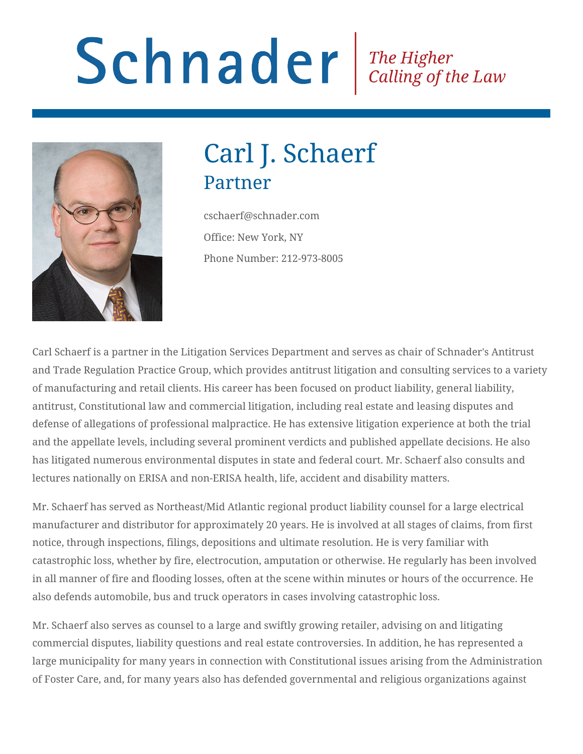# Schnader

*The Higher Calling of the Law*

# Carl J. Schaerf

## Partner

cschaerf@schnader.com

Office: New York, NY

Phone Number: 212-973-8005

Carl Schaerf is a partner in the Litigation Services Department and serves as chair of Schnader's Antitrust and Trade Regulation Practice Group, which provides antitrust litigation and consulting services to a variety of manufacturing and retail clients. His career has been focused on product liability, general liability, antitrust, Constitutional law and commercial litigation, including real estate and leasing disputes and defense of allegations of professional malpractice. He has extensive litigation experience at both the trial and the appellate levels, including several prominent verdicts and published appellate decisions. He also has litigated numerous environmental disputes in state and federal court. Mr. Schaerf also consults and lectures nationally on ERISA and non-ERISA health, life, accident and disability matters.

Mr. Schaerf has served as Northeast/Mid Atlantic regional product liability counsel for a large electrical manufacturer and distributor for approximately 20 years. He is involved at all stages of claims, from first notice, through inspections, filings, depositions and ultimate resolution. He is very familiar with catastrophic loss, whether by fire, electrocution, amputation or otherwise. He regularly has been involved in all manner of fire and flooding losses, often at the scene within minutes or hours of the occurrence. He also defends automobile, bus and truck operators in cases involving catastrophic loss.

Mr. Schaerf also serves as counsel to a large and swiftly growing retailer, advising on and litigating commercial disputes, liability questions and real estate controversies. In addition, he has represented a large municipality for many years in connection with Constitutional issues arising from the Administration of Foster Care, and, for many years also has defended governmental and religious organizations against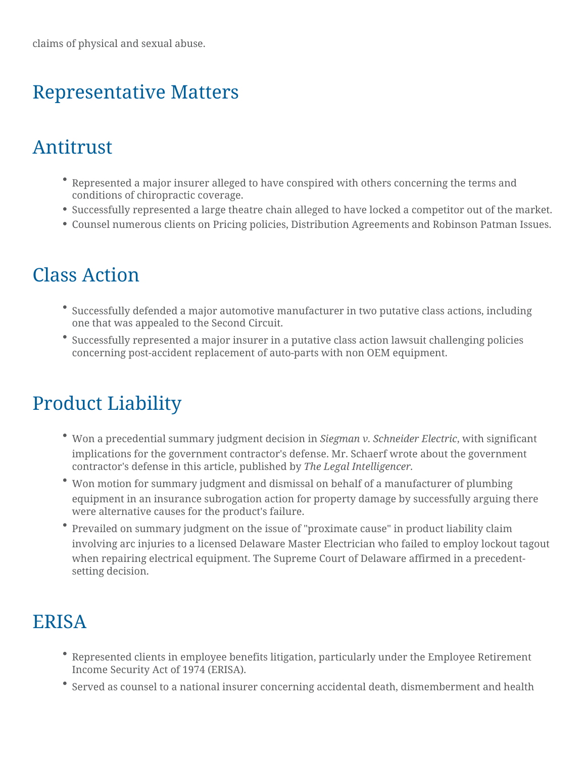claims of physical and sexual abuse.

## Representative Matters

## Antitrust

- Represented a major insurer alleged to have conspired with others concerning the terms and conditions of chiropractic coverage.
- Successfully represented a large theatre chain alleged to have locked a competitor out of the market.
- Counsel numerous clients on Pricing policies, Distribution Agreements and Robinson Patman Issues.

## Class Action

- Successfully defended a major automotive manufacturer in two putative class actions, including one that was appealed to the Second Circuit.
- Successfully represented a major insurer in a putative class action lawsuit challenging policies concerning post-accident replacement of auto-parts with non OEM equipment.

## Product Liability

- Won a precedential summary judgment decision in *Siegman v. Schneider Electric*, with significant implications for the government contractor's defense. Mr. Schaerf wrote about the government contractor's defense in this article, published by *The Legal Intelligencer.*
- Won motion for summary judgment and dismissal on behalf of a manufacturer of plumbing equipment in an insurance subrogation action for property damage by successfully arguing there were alternative causes for the product's failure.
- Prevailed on summary judgment on the issue of "proximate cause" in product liability claim involving arc injuries to a licensed Delaware Master Electrician who failed to employ lockout tagout when repairing electrical equipment. The Supreme Court of Delaware affirmed in a precedent-setting decision.

## ERISA

- Represented clients in employee benefits litigation, particularly under the Employee Retirement Income Security Act of 1974 (ERISA).
- Served as counsel to a national insurer concerning accidental death, dismemberment and health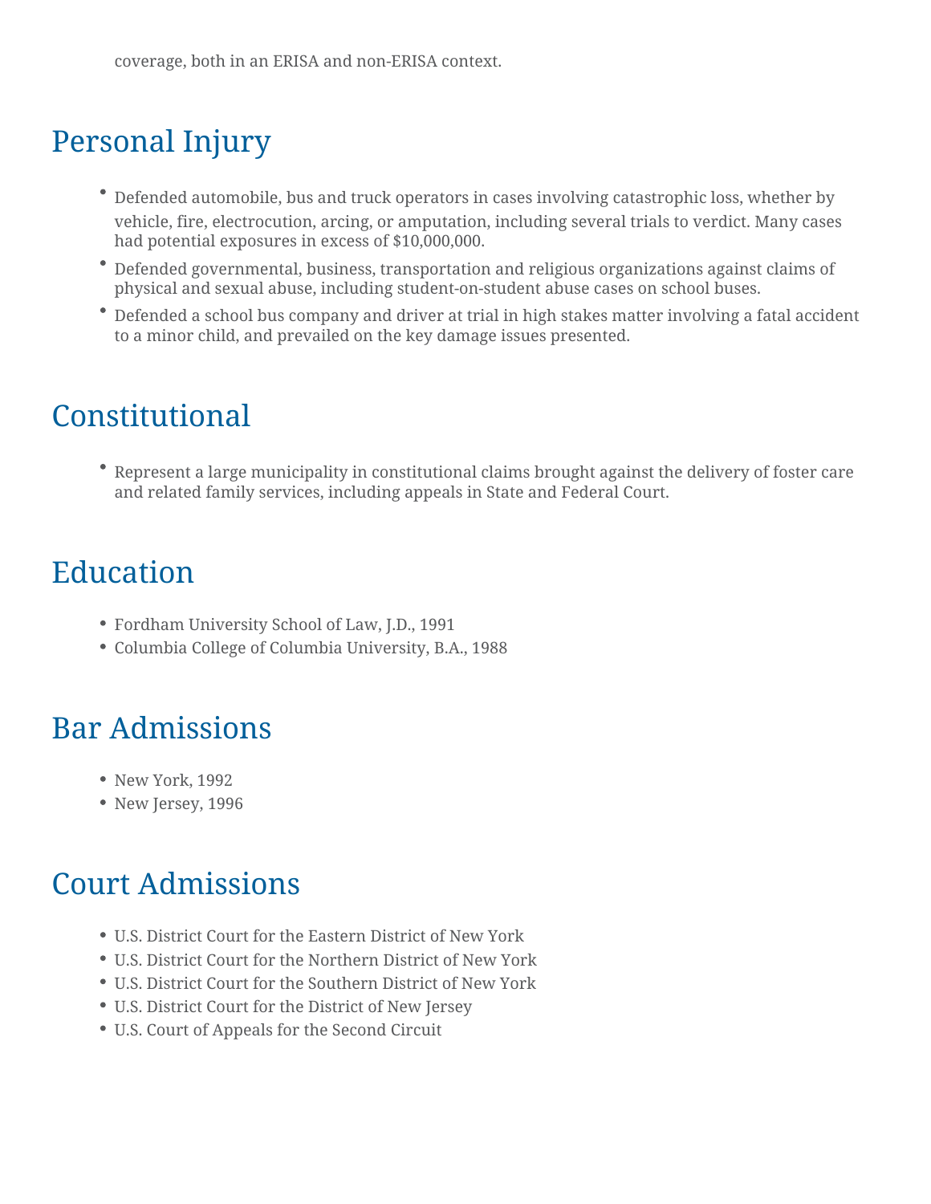coverage, both in an ERISA and non-ERISA context.

## Personal Injury

- Defended automobile, bus and truck operators in cases involving catastrophic loss, whether by vehicle, fire, electrocution, arcing, or amputation, including several trials to verdict. Many cases had potential exposures in excess of $10,000,000.
- Defended governmental, business, transportation and religious organizations against claims of physical and sexual abuse, including student-on-student abuse cases on school buses.
- Defended a school bus company and driver at trial in high stakes matter involving a fatal accident to a minor child, and prevailed on the key damage issues presented.

## Constitutional

- Represent a large municipality in constitutional claims brought against the delivery of foster care and related family services, including appeals in State and Federal Court.

## Education

- Fordham University School of Law, J.D., 1991
- Columbia College of Columbia University, B.A., 1988

## Bar Admissions

- New York, 1992
- New Jersey, 1996

## Court Admissions

- U.S. District Court for the Eastern District of New York
- U.S. District Court for the Northern District of New York
- U.S. District Court for the Southern District of New York
- U.S. District Court for the District of New Jersey
- U.S. Court of Appeals for the Second Circuit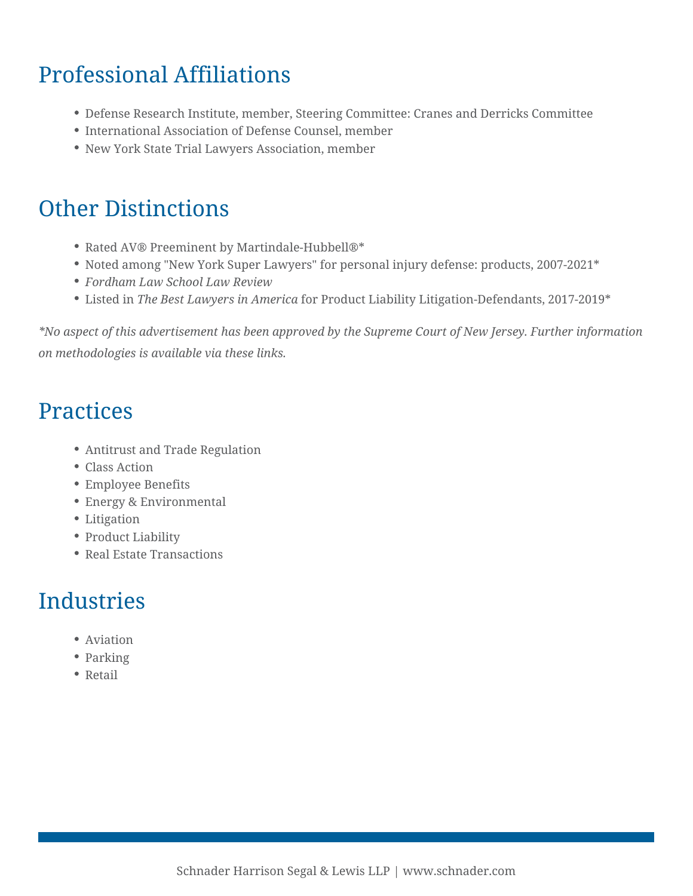## Professional Affiliations

- Defense Research Institute, member, Steering Committee: Cranes and Derricks Committee
- International Association of Defense Counsel, member
- New York State Trial Lawyers Association, member

## Other Distinctions

- Rated AV® Preeminent by Martindale-Hubbell®*
- Noted among "New York Super Lawyers" for personal injury defense: products, 2007-2021*
- *Fordham Law School Law Review*
- Listed in *The Best Lawyers in America* for Product Liability Litigation-Defendants, 2017-2019*

**No aspect of this advertisement has been approved by the Supreme Court of New Jersey. Further information on methodologies is available via these links.*

## Practices

- Antitrust and Trade Regulation
- Class Action
- Employee Benefits
- Energy & Environmental
- Litigation
- Product Liability
- Real Estate Transactions

## Industries

- Aviation
- Parking
- Retail